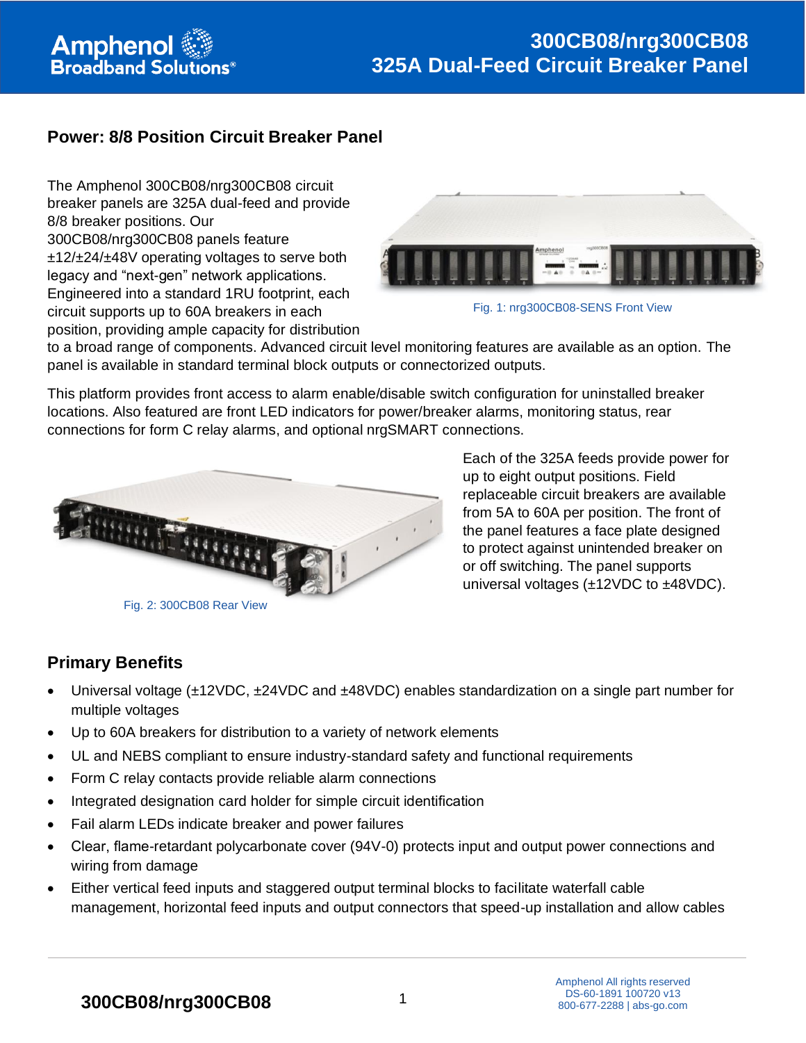# 300CB08/nrg300CB08
# 325A Dual-Feed Circuit Breaker Panel

## Power: 8/8 Position Circuit Breaker Panel

The Amphenol 300CB08/nrg300CB08 circuit breaker panels are 325A dual-feed and provide 8/8 breaker positions. Our 300CB08/nrg300CB08 panels feature ±12/±24/±48V operating voltages to serve both legacy and "next-gen" network applications. Engineered into a standard 1RU footprint, each circuit supports up to 60A breakers in each position, providing ample capacity for distribution to a broad range of components. Advanced circuit level monitoring features are available as an option. The panel is available in standard terminal block outputs or connectorized outputs.

Fig. 1: nrg300CB08-SENS Front View

This platform provides front access to alarm enable/disable switch configuration for uninstalled breaker locations. Also featured are front LED indicators for power/breaker alarms, monitoring status, rear connections for form C relay alarms, and optional nrgSMART connections.

Fig. 2: 300CB08 Rear View

Each of the 325A feeds provide power for up to eight output positions. Field replaceable circuit breakers are available from 5A to 60A per position. The front of the panel features a face plate designed to protect against unintended breaker on or off switching. The panel supports universal voltages (±12VDC to ±48VDC).

## Primary Benefits

- Universal voltage (±12VDC, ±24VDC and ±48VDC) enables standardization on a single part number for multiple voltages
- Up to 60A breakers for distribution to a variety of network elements
- UL and NEBS compliant to ensure industry-standard safety and functional requirements
- Form C relay contacts provide reliable alarm connections
- Integrated designation card holder for simple circuit identification
- Fail alarm LEDs indicate breaker and power failures
- Clear, flame-retardant polycarbonate cover (94V-0) protects input and output power connections and wiring from damage
- Either vertical feed inputs and staggered output terminal blocks to facilitate waterfall cable management, horizontal feed inputs and output connectors that speed-up installation and allow cables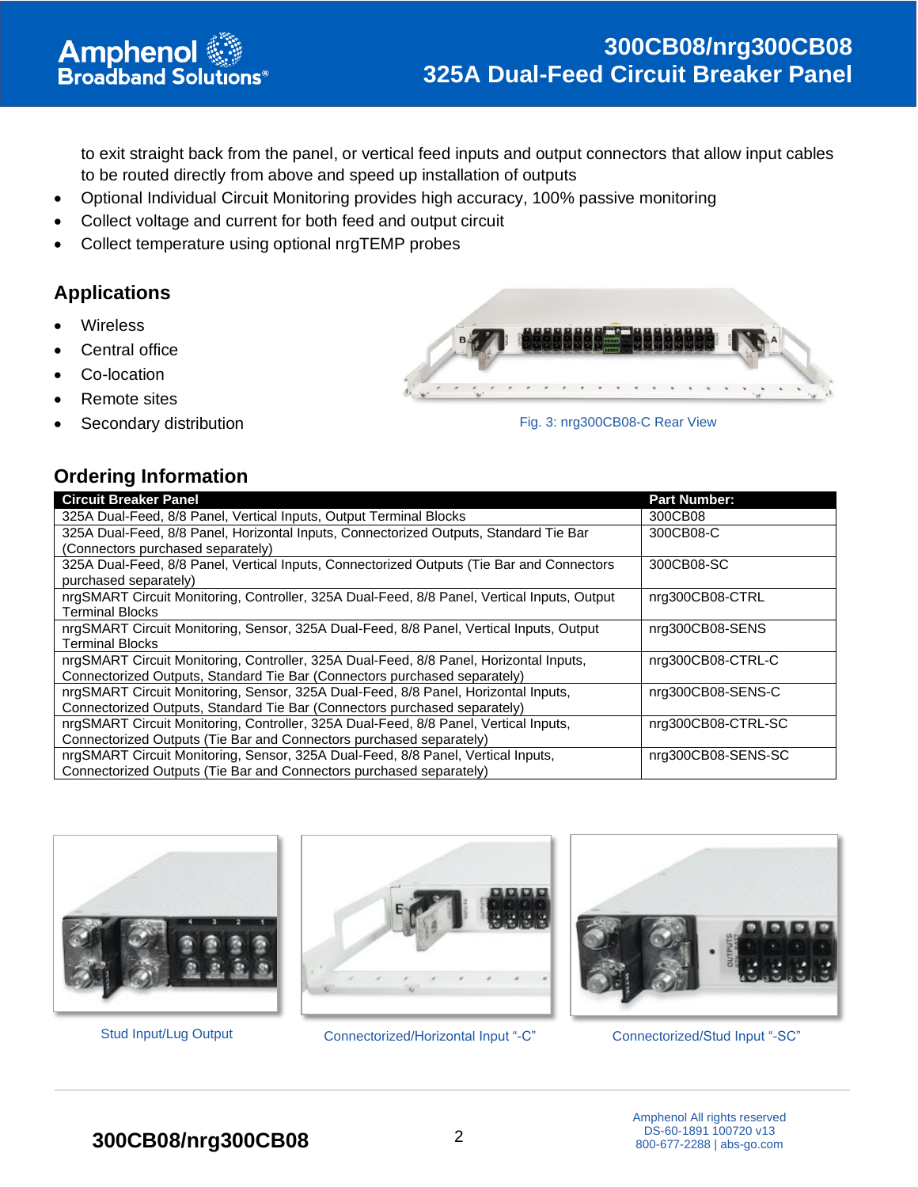to exit straight back from the panel, or vertical feed inputs and output connectors that allow input cables to be routed directly from above and speed up installation of outputs

- Optional Individual Circuit Monitoring provides high accuracy, 100% passive monitoring
- Collect voltage and current for both feed and output circuit
- Collect temperature using optional nrgTEMP probes

## Applications

- Wireless
- Central office
- Co-location
- Remote sites
- Secondary distribution

Fig. 3: nrg300CB08-C Rear View

## Ordering Information

| Circuit Breaker Panel | Part Number: |
|---|---|
| 325A Dual-Feed, 8/8 Panel, Vertical Inputs, Output Terminal Blocks | 300CB08 |
| 325A Dual-Feed, 8/8 Panel, Horizontal Inputs, Connectorized Outputs, Standard Tie Bar (Connectors purchased separately) | 300CB08-C |
| 325A Dual-Feed, 8/8 Panel, Vertical Inputs, Connectorized Outputs (Tie Bar and Connectors purchased separately) | 300CB08-SC |
| nrgSMART Circuit Monitoring, Controller, 325A Dual-Feed, 8/8 Panel, Vertical Inputs, Output Terminal Blocks | nrg300CB08-CTRL |
| nrgSMART Circuit Monitoring, Sensor, 325A Dual-Feed, 8/8 Panel, Vertical Inputs, Output Terminal Blocks | nrg300CB08-SENS |
| nrgSMART Circuit Monitoring, Controller, 325A Dual-Feed, 8/8 Panel, Horizontal Inputs, Connectorized Outputs, Standard Tie Bar (Connectors purchased separately) | nrg300CB08-CTRL-C |
| nrgSMART Circuit Monitoring, Sensor, 325A Dual-Feed, 8/8 Panel, Horizontal Inputs, Connectorized Outputs, Standard Tie Bar (Connectors purchased separately) | nrg300CB08-SENS-C |
| nrgSMART Circuit Monitoring, Controller, 325A Dual-Feed, 8/8 Panel, Vertical Inputs, Connectorized Outputs (Tie Bar and Connectors purchased separately) | nrg300CB08-CTRL-SC |
| nrgSMART Circuit Monitoring, Sensor, 325A Dual-Feed, 8/8 Panel, Vertical Inputs, Connectorized Outputs (Tie Bar and Connectors purchased separately) | nrg300CB08-SENS-SC |

Stud Input/Lug Output

Connectorized/Horizontal Input “-C”

Connectorized/Stud Input “-SC”

Amphenol All rights reserved
DS-60-1891 100720 v13
800-677-2288 | abs-go.com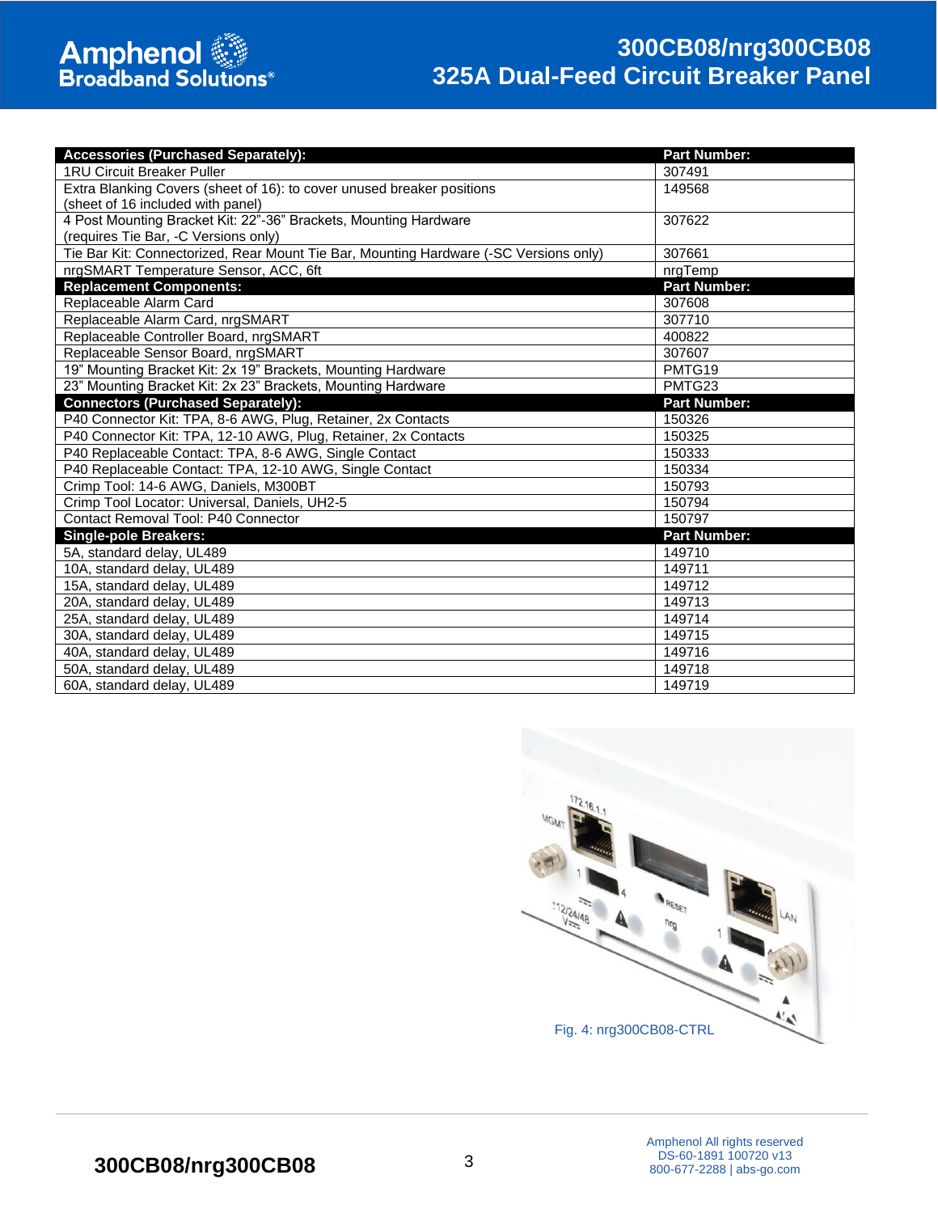| Accessories (Purchased Separately): | Part Number: |
|---|---|
| 1RU Circuit Breaker Puller | 307491 |
| Extra Blanking Covers (sheet of 16): to cover unused breaker positions (sheet of 16 included with panel) | 149568 |
| 4 Post Mounting Bracket Kit: 22"-36" Brackets, Mounting Hardware (requires Tie Bar, -C Versions only) | 307622 |
| Tie Bar Kit: Connectorized, Rear Mount Tie Bar, Mounting Hardware (-SC Versions only) | 307661 |
| nrgSMART Temperature Sensor, ACC, 6ft | nrgTemp |
| **Replacement Components:** | **Part Number:** |
| Replaceable Alarm Card | 307608 |
| Replaceable Alarm Card, nrgSMART | 307710 |
| Replaceable Controller Board, nrgSMART | 400822 |
| Replaceable Sensor Board, nrgSMART | 307607 |
| 19" Mounting Bracket Kit: 2x 19" Brackets, Mounting Hardware | PMTG19 |
| 23" Mounting Bracket Kit: 2x 23" Brackets, Mounting Hardware | PMTG23 |
| **Connectors (Purchased Separately):** | **Part Number:** |
| P40 Connector Kit: TPA, 8-6 AWG, Plug, Retainer, 2x Contacts | 150326 |
| P40 Connector Kit: TPA, 12-10 AWG, Plug, Retainer, 2x Contacts | 150325 |
| P40 Replaceable Contact: TPA, 8-6 AWG, Single Contact | 150333 |
| P40 Replaceable Contact: TPA, 12-10 AWG, Single Contact | 150334 |
| Crimp Tool: 14-6 AWG, Daniels, M300BT | 150793 |
| Crimp Tool Locator: Universal, Daniels, UH2-5 | 150794 |
| Contact Removal Tool: P40 Connector | 150797 |
| **Single-pole Breakers:** | **Part Number:** |
| 5A, standard delay, UL489 | 149710 |
| 10A, standard delay, UL489 | 149711 |
| 15A, standard delay, UL489 | 149712 |
| 20A, standard delay, UL489 | 149713 |
| 25A, standard delay, UL489 | 149714 |
| 30A, standard delay, UL489 | 149715 |
| 40A, standard delay, UL489 | 149716 |
| 50A, standard delay, UL489 | 149718 |
| 60A, standard delay, UL489 | 149719 |

Fig. 4: nrg300CB08-CTRL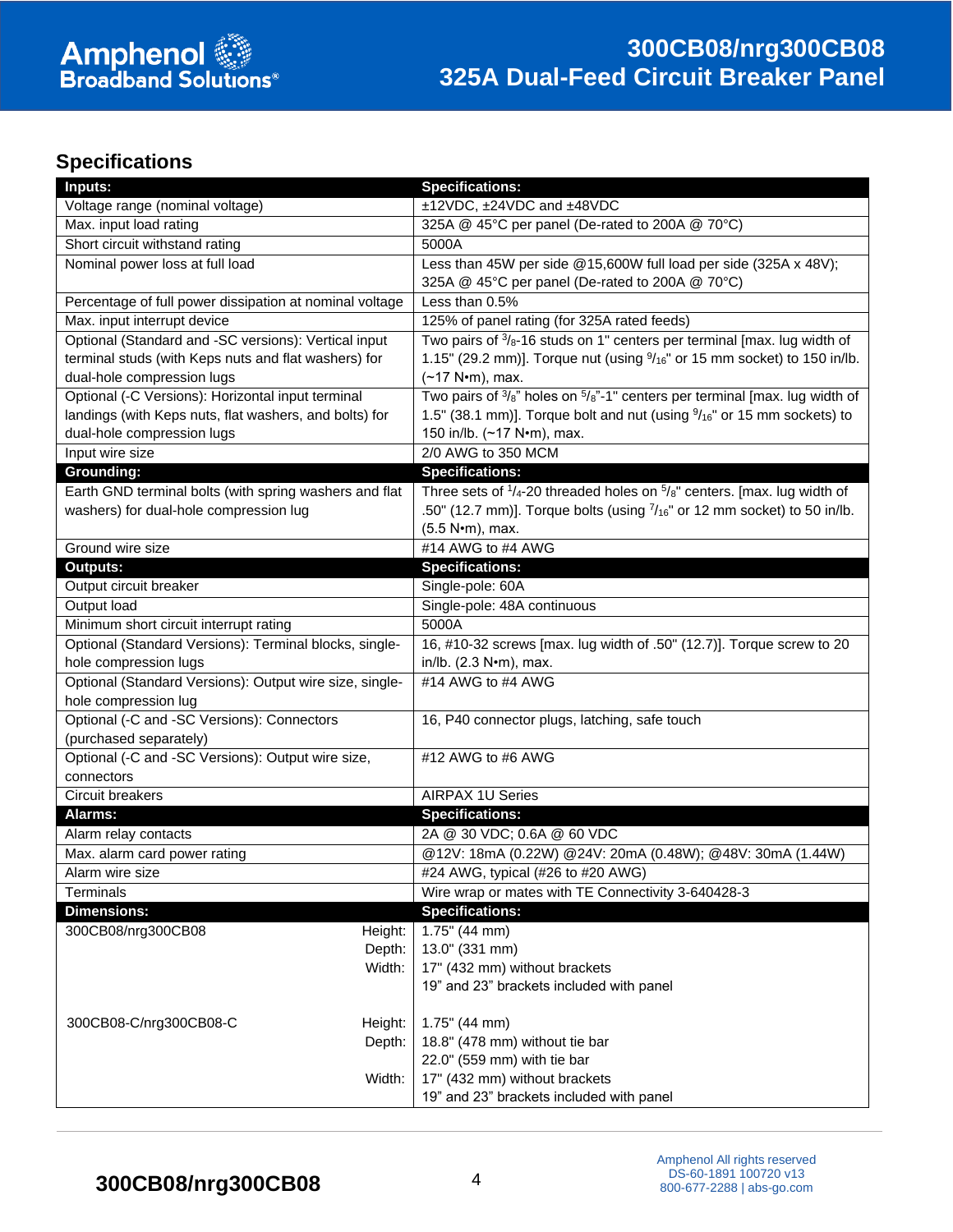## Specifications

| Inputs: | Specifications: |
|---|---|
| Voltage range (nominal voltage) | ±12VDC, ±24VDC and ±48VDC |
| Max. input load rating | 325A @ 45°C per panel (De-rated to 200A @ 70°C) |
| Short circuit withstand rating | 5000A |
| Nominal power loss at full load | Less than 45W per side @15,600W full load per side (325A x 48V); 325A @ 45°C per panel (De-rated to 200A @ 70°C) |
| Percentage of full power dissipation at nominal voltage | Less than 0.5% |
| Max. input interrupt device | 125% of panel rating (for 325A rated feeds) |
| Optional (Standard and -SC versions): Vertical input terminal studs (with Keps nuts and flat washers) for dual-hole compression lugs | Two pairs of 3/8-16 studs on 1" centers per terminal [max. lug width of 1.15" (29.2 mm)]. Torque nut (using 9/16" or 15 mm socket) to 150 in/lb. (~17 N•m), max. |
| Optional (-C Versions): Horizontal input terminal landings (with Keps nuts, flat washers, and bolts) for dual-hole compression lugs | Two pairs of 3/8" holes on 5/8"-1" centers per terminal [max. lug width of 1.5" (38.1 mm)]. Torque bolt and nut (using 9/16" or 15 mm sockets) to 150 in/lb. (~17 N•m), max. |
| Input wire size | 2/0 AWG to 350 MCM |
| **Grounding:** | **Specifications:** |
| Earth GND terminal bolts (with spring washers and flat washers) for dual-hole compression lug | Three sets of 1/4-20 threaded holes on 5/8" centers. [max. lug width of .50" (12.7 mm)]. Torque bolts (using 7/16" or 12 mm socket) to 50 in/lb. (5.5 N•m), max. |
| Ground wire size | #14 AWG to #4 AWG |
| **Outputs:** | **Specifications:** |
| Output circuit breaker | Single-pole: 60A |
| Output load | Single-pole: 48A continuous |
| Minimum short circuit interrupt rating | 5000A |
| Optional (Standard Versions): Terminal blocks, single-hole compression lugs | 16, #10-32 screws [max. lug width of .50" (12.7)]. Torque screw to 20 in/lb. (2.3 N•m), max. |
| Optional (Standard Versions): Output wire size, single-hole compression lug | #14 AWG to #4 AWG |
| Optional (-C and -SC Versions): Connectors (purchased separately) | 16, P40 connector plugs, latching, safe touch |
| Optional (-C and -SC Versions): Output wire size, connectors | #12 AWG to #6 AWG |
| Circuit breakers | AIRPAX 1U Series |
| **Alarms:** | **Specifications:** |
| Alarm relay contacts | 2A @ 30 VDC; 0.6A @ 60 VDC |
| Max. alarm card power rating | @12V: 18mA (0.22W) @24V: 20mA (0.48W); @48V: 30mA (1.44W) |
| Alarm wire size | #24 AWG, typical (#26 to #20 AWG) |
| Terminals | Wire wrap or mates with TE Connectivity 3-640428-3 |
| **Dimensions:** | **Specifications:** |
| 300CB08/nrg300CB08 — Height: / Depth: / Width: | 1.75" (44 mm) / 13.0" (331 mm) / 17" (432 mm) without brackets; 19" and 23" brackets included with panel |
| 300CB08-C/nrg300CB08-C — Height: / Depth: / Width: | 1.75" (44 mm) / 18.8" (478 mm) without tie bar; 22.0" (559 mm) with tie bar / 17" (432 mm) without brackets; 19" and 23" brackets included with panel |

Amphenol All rights reserved
DS-60-1891 100720 v13
800-677-2288 | abs-go.com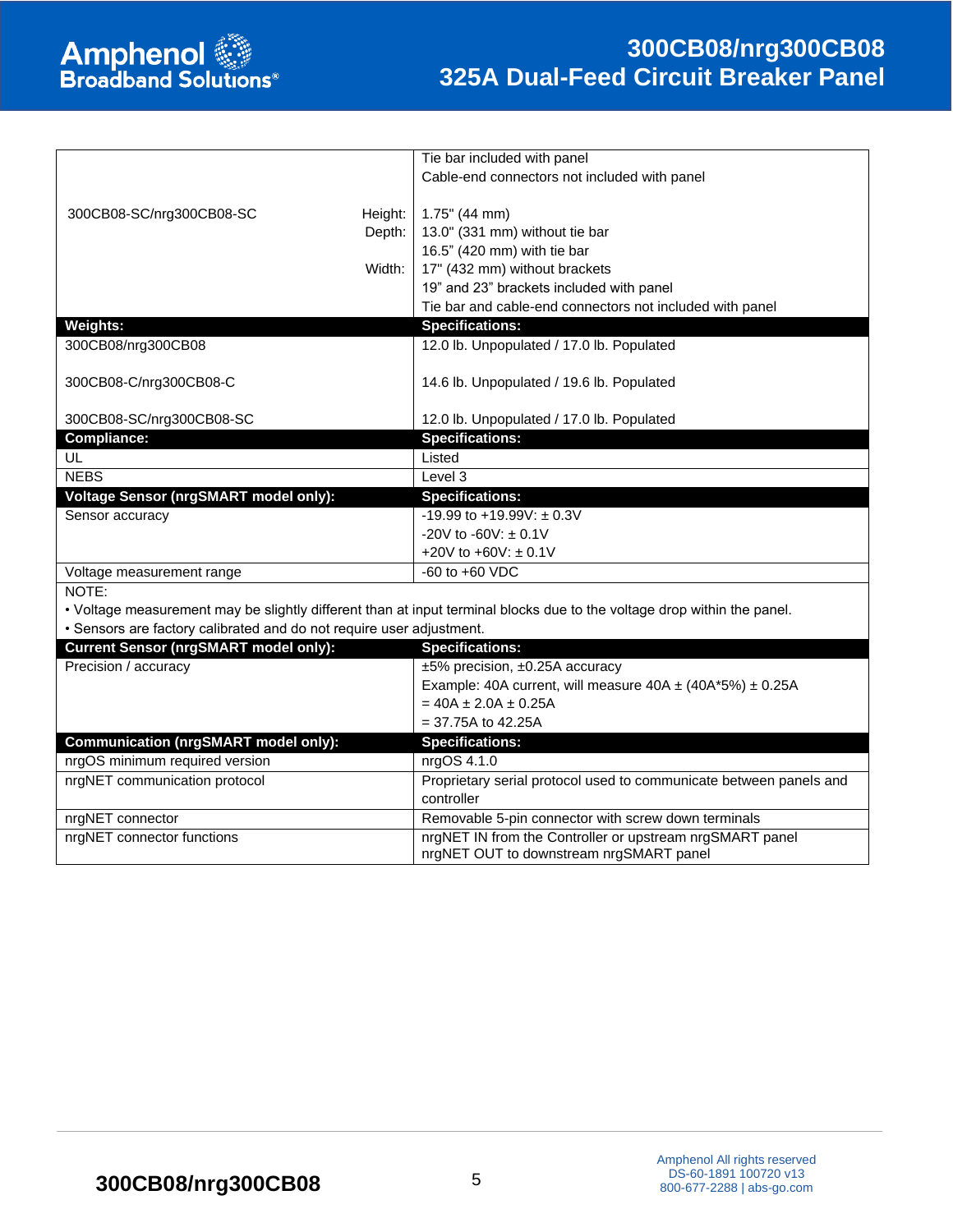| | |
|---|---|
| | Tie bar included with panel<br>Cable-end connectors not included with panel |
| 300CB08-SC/nrg300CB08-SC Height: | 1.75" (44 mm) |
| Depth: | 13.0" (331 mm) without tie bar<br>16.5" (420 mm) with tie bar |
| Width: | 17" (432 mm) without brackets<br>19" and 23" brackets included with panel<br>Tie bar and cable-end connectors not included with panel |
| **Weights:** | **Specifications:** |
| 300CB08/nrg300CB08 | 12.0 lb. Unpopulated / 17.0 lb. Populated |
| 300CB08-C/nrg300CB08-C | 14.6 lb. Unpopulated / 19.6 lb. Populated |
| 300CB08-SC/nrg300CB08-SC | 12.0 lb. Unpopulated / 17.0 lb. Populated |
| **Compliance:** | **Specifications:** |
| UL | Listed |
| NEBS | Level 3 |
| **Voltage Sensor (nrgSMART model only):** | **Specifications:** |
| Sensor accuracy | -19.99 to +19.99V: ± 0.3V<br>-20V to -60V: ± 0.1V<br>+20V to +60V: ± 0.1V |
| Voltage measurement range | -60 to +60 VDC |
| NOTE:<br>• Voltage measurement may be slightly different than at input terminal blocks due to the voltage drop within the panel.<br>• Sensors are factory calibrated and do not require user adjustment. | |
| **Current Sensor (nrgSMART model only):** | **Specifications:** |
| Precision / accuracy | ±5% precision, ±0.25A accuracy<br>Example: 40A current, will measure 40A ± (40A*5%) ± 0.25A<br>= 40A ± 2.0A ± 0.25A<br>= 37.75A to 42.25A |
| **Communication (nrgSMART model only):** | **Specifications:** |
| nrgOS minimum required version | nrgOS 4.1.0 |
| nrgNET communication protocol | Proprietary serial protocol used to communicate between panels and controller |
| nrgNET connector | Removable 5-pin connector with screw down terminals |
| nrgNET connector functions | nrgNET IN from the Controller or upstream nrgSMART panel<br>nrgNET OUT to downstream nrgSMART panel |

Amphenol All rights reserved
DS-60-1891 100720 v13
800-677-2288 | abs-go.com